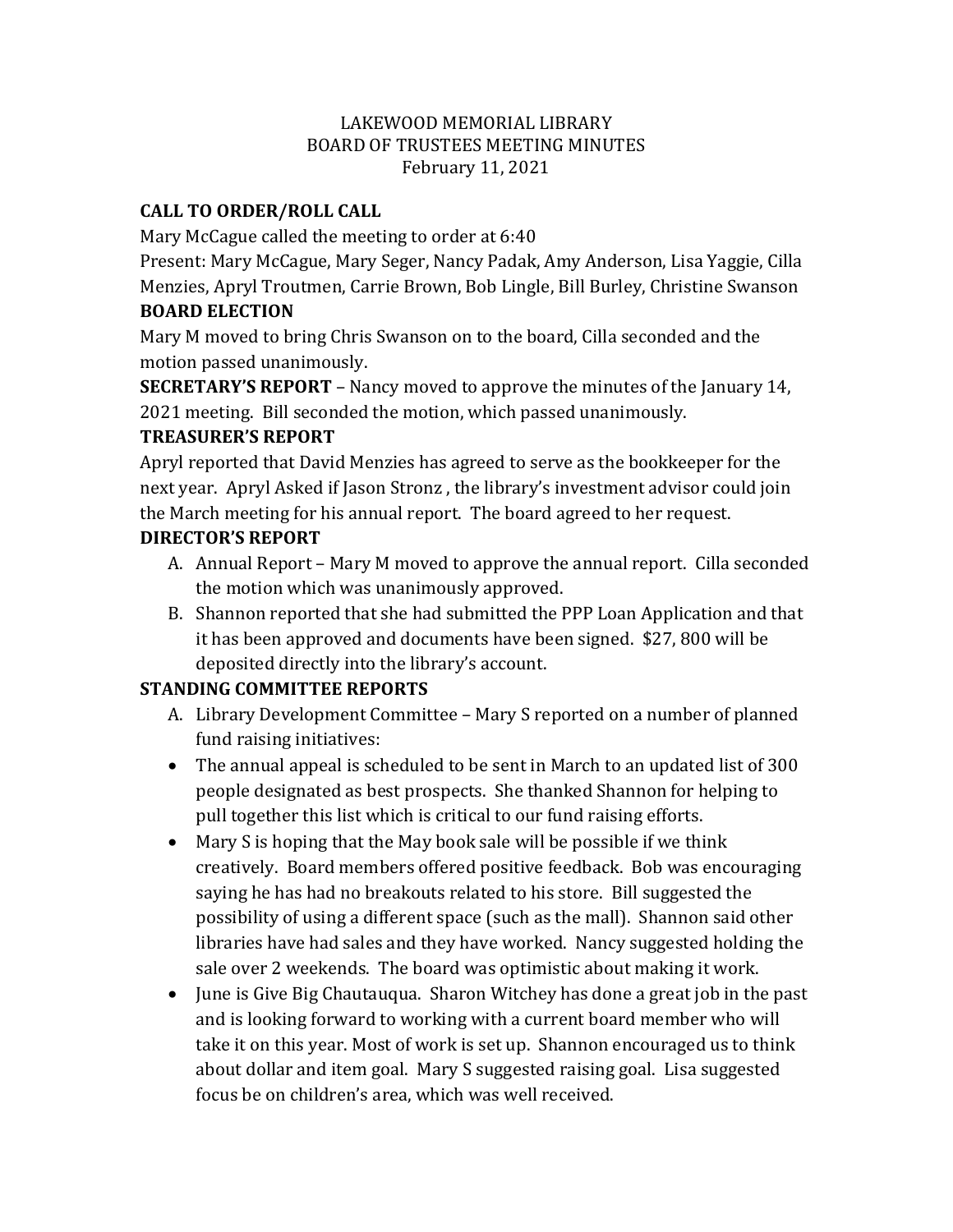LAKEWOOD MEMORIAL LIBRARY
BOARD OF TRUSTEES MEETING MINUTES
February 11, 2021

**CALL TO ORDER/ROLL CALL**

Mary McCague called the meeting to order at 6:40

Present: Mary McCague, Mary Seger, Nancy Padak, Amy Anderson, Lisa Yaggie, Cilla Menzies, Apryl Troutmen, Carrie Brown, Bob Lingle, Bill Burley, Christine Swanson

**BOARD ELECTION**

Mary M moved to bring Chris Swanson on to the board, Cilla seconded and the motion passed unanimously.

**SECRETARY'S REPORT** – Nancy moved to approve the minutes of the January 14, 2021 meeting. Bill seconded the motion, which passed unanimously.

**TREASURER'S REPORT**

Apryl reported that David Menzies has agreed to serve as the bookkeeper for the next year. Apryl Asked if Jason Stronz , the library's investment advisor could join the March meeting for his annual report. The board agreed to her request.

**DIRECTOR'S REPORT**

A. Annual Report – Mary M moved to approve the annual report. Cilla seconded the motion which was unanimously approved.
B. Shannon reported that she had submitted the PPP Loan Application and that it has been approved and documents have been signed. $27, 800 will be deposited directly into the library's account.

**STANDING COMMITTEE REPORTS**

A. Library Development Committee – Mary S reported on a number of planned fund raising initiatives:

- The annual appeal is scheduled to be sent in March to an updated list of 300 people designated as best prospects. She thanked Shannon for helping to pull together this list which is critical to our fund raising efforts.
- Mary S is hoping that the May book sale will be possible if we think creatively. Board members offered positive feedback. Bob was encouraging saying he has had no breakouts related to his store. Bill suggested the possibility of using a different space (such as the mall). Shannon said other libraries have had sales and they have worked. Nancy suggested holding the sale over 2 weekends. The board was optimistic about making it work.
- June is Give Big Chautauqua. Sharon Witchey has done a great job in the past and is looking forward to working with a current board member who will take it on this year. Most of work is set up. Shannon encouraged us to think about dollar and item goal. Mary S suggested raising goal. Lisa suggested focus be on children's area, which was well received.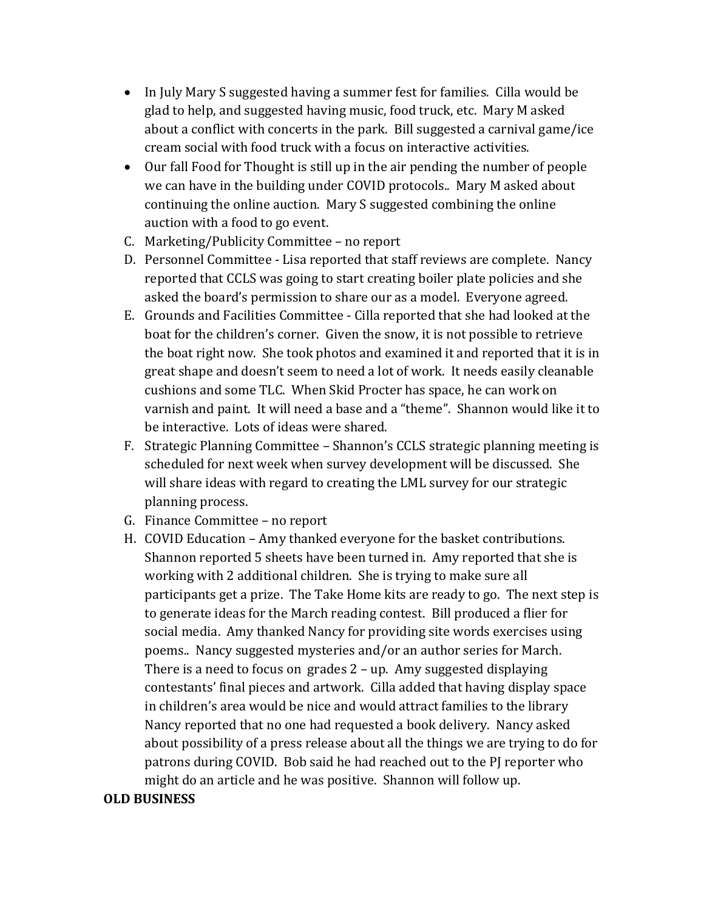- In July Mary S suggested having a summer fest for families. Cilla would be glad to help, and suggested having music, food truck, etc. Mary M asked about a conflict with concerts in the park. Bill suggested a carnival game/ice cream social with food truck with a focus on interactive activities.
- Our fall Food for Thought is still up in the air pending the number of people we can have in the building under COVID protocols.. Mary M asked about continuing the online auction. Mary S suggested combining the online auction with a food to go event.

C. Marketing/Publicity Committee – no report

D. Personnel Committee - Lisa reported that staff reviews are complete. Nancy reported that CCLS was going to start creating boiler plate policies and she asked the board's permission to share our as a model. Everyone agreed.

E. Grounds and Facilities Committee - Cilla reported that she had looked at the boat for the children's corner. Given the snow, it is not possible to retrieve the boat right now. She took photos and examined it and reported that it is in great shape and doesn't seem to need a lot of work. It needs easily cleanable cushions and some TLC. When Skid Procter has space, he can work on varnish and paint. It will need a base and a "theme". Shannon would like it to be interactive. Lots of ideas were shared.

F. Strategic Planning Committee – Shannon's CCLS strategic planning meeting is scheduled for next week when survey development will be discussed. She will share ideas with regard to creating the LML survey for our strategic planning process.

G. Finance Committee – no report

H. COVID Education – Amy thanked everyone for the basket contributions. Shannon reported 5 sheets have been turned in. Amy reported that she is working with 2 additional children. She is trying to make sure all participants get a prize. The Take Home kits are ready to go. The next step is to generate ideas for the March reading contest. Bill produced a flier for social media. Amy thanked Nancy for providing site words exercises using poems.. Nancy suggested mysteries and/or an author series for March. There is a need to focus on grades 2 – up. Amy suggested displaying contestants' final pieces and artwork. Cilla added that having display space in children's area would be nice and would attract families to the library Nancy reported that no one had requested a book delivery. Nancy asked about possibility of a press release about all the things we are trying to do for patrons during COVID. Bob said he had reached out to the PJ reporter who might do an article and he was positive. Shannon will follow up.

**OLD BUSINESS**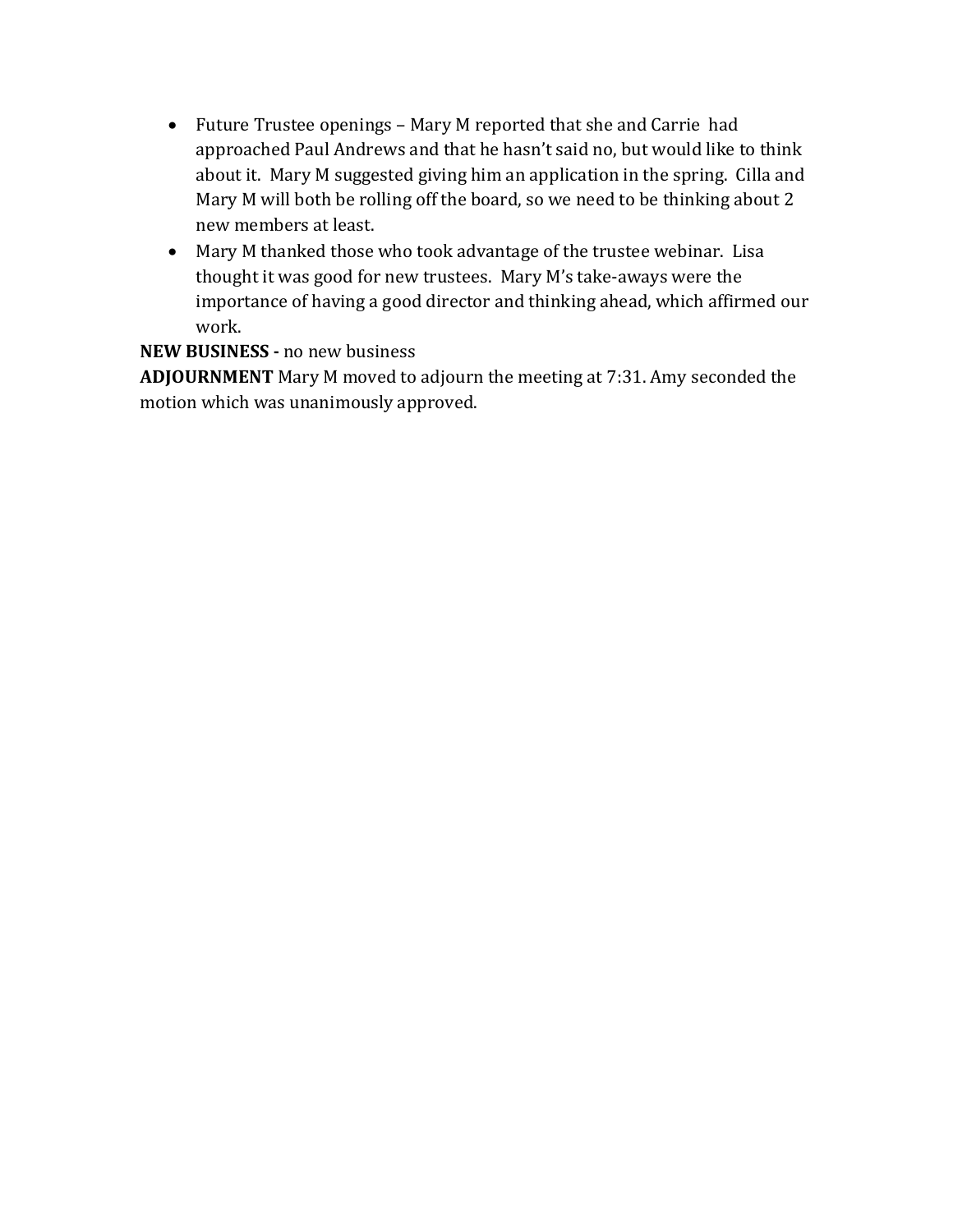- Future Trustee openings – Mary M reported that she and Carrie had approached Paul Andrews and that he hasn't said no, but would like to think about it. Mary M suggested giving him an application in the spring. Cilla and Mary M will both be rolling off the board, so we need to be thinking about 2 new members at least.
- Mary M thanked those who took advantage of the trustee webinar. Lisa thought it was good for new trustees. Mary M's take-aways were the importance of having a good director and thinking ahead, which affirmed our work.

**NEW BUSINESS -** no new business

**ADJOURNMENT** Mary M moved to adjourn the meeting at 7:31. Amy seconded the motion which was unanimously approved.